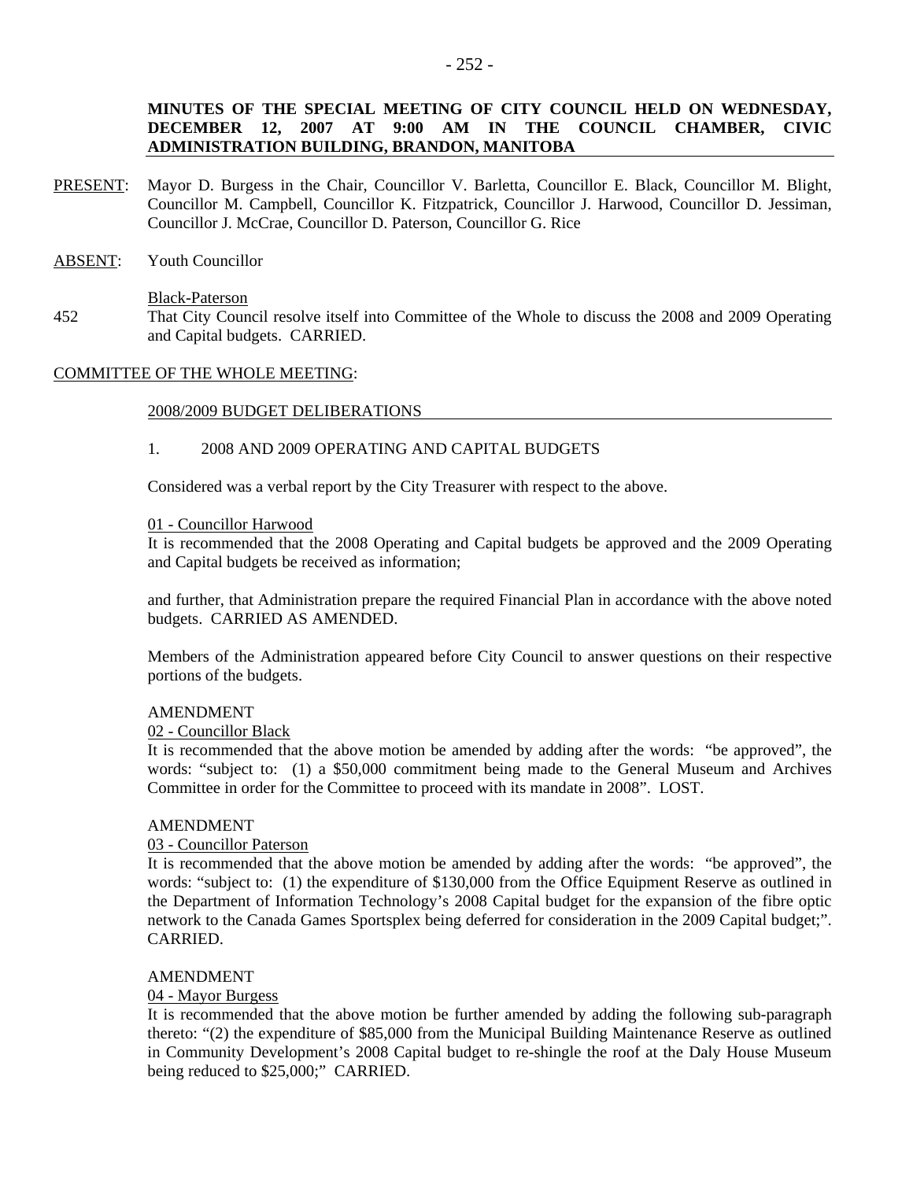**MINUTES OF THE SPECIAL MEETING OF CITY COUNCIL HELD ON WEDNESDAY, DECEMBER 12, 2007 AT 9:00 AM IN THE COUNCIL CHAMBER, CIVIC ADMINISTRATION BUILDING, BRANDON, MANITOBA**

PRESENT: Mayor D. Burgess in the Chair, Councillor V. Barletta, Councillor E. Black, Councillor M. Blight, Councillor M. Campbell, Councillor K. Fitzpatrick, Councillor J. Harwood, Councillor D. Jessiman, Councillor J. McCrae, Councillor D. Paterson, Councillor G. Rice

ABSENT: Youth Councillor

Black-Paterson

452 That City Council resolve itself into Committee of the Whole to discuss the 2008 and 2009 Operating and Capital budgets. CARRIED.

COMMITTEE OF THE WHOLE MEETING:

2008/2009 BUDGET DELIBERATIONS

1. 2008 AND 2009 OPERATING AND CAPITAL BUDGETS

Considered was a verbal report by the City Treasurer with respect to the above.

01 - Councillor Harwood

It is recommended that the 2008 Operating and Capital budgets be approved and the 2009 Operating and Capital budgets be received as information;

and further, that Administration prepare the required Financial Plan in accordance with the above noted budgets. CARRIED AS AMENDED.

Members of the Administration appeared before City Council to answer questions on their respective portions of the budgets.

AMENDMENT

02 - Councillor Black

It is recommended that the above motion be amended by adding after the words: "be approved", the words: "subject to: (1) a $50,000 commitment being made to the General Museum and Archives Committee in order for the Committee to proceed with its mandate in 2008". LOST.

AMENDMENT

03 - Councillor Paterson

It is recommended that the above motion be amended by adding after the words: "be approved", the words: "subject to: (1) the expenditure of $130,000 from the Office Equipment Reserve as outlined in the Department of Information Technology's 2008 Capital budget for the expansion of the fibre optic network to the Canada Games Sportsplex being deferred for consideration in the 2009 Capital budget;". CARRIED.

AMENDMENT

04 - Mayor Burgess

It is recommended that the above motion be further amended by adding the following sub-paragraph thereto: "(2) the expenditure of $85,000 from the Municipal Building Maintenance Reserve as outlined in Community Development's 2008 Capital budget to re-shingle the roof at the Daly House Museum being reduced to $25,000;" CARRIED.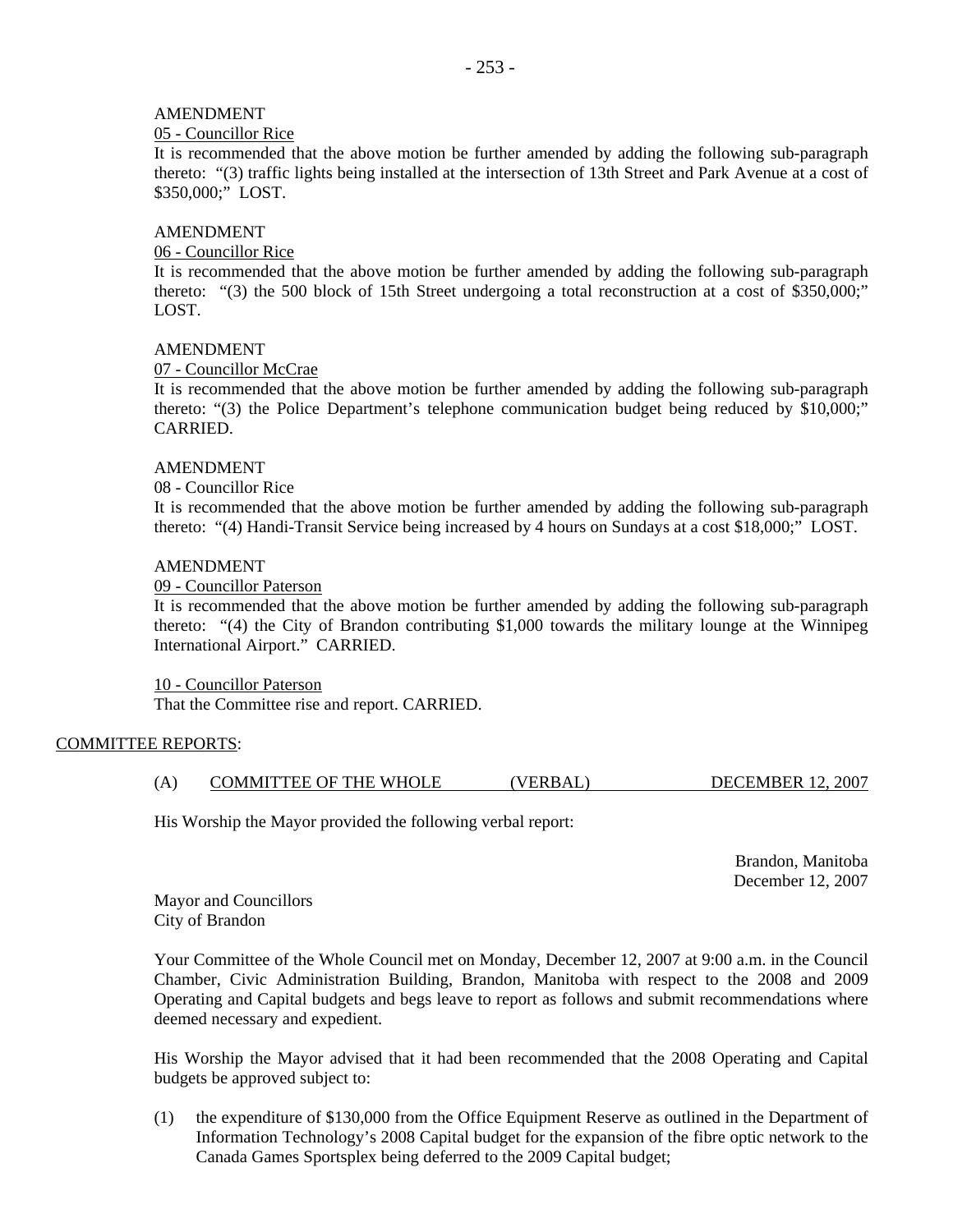AMENDMENT

05 - Councillor Rice

It is recommended that the above motion be further amended by adding the following sub-paragraph thereto: "(3) traffic lights being installed at the intersection of 13th Street and Park Avenue at a cost of $350,000;" LOST.

AMENDMENT

06 - Councillor Rice

It is recommended that the above motion be further amended by adding the following sub-paragraph thereto: "(3) the 500 block of 15th Street undergoing a total reconstruction at a cost of $350,000;" LOST.

AMENDMENT

07 - Councillor McCrae

It is recommended that the above motion be further amended by adding the following sub-paragraph thereto: "(3) the Police Department's telephone communication budget being reduced by $10,000;" CARRIED.

AMENDMENT

08 - Councillor Rice

It is recommended that the above motion be further amended by adding the following sub-paragraph thereto: "(4) Handi-Transit Service being increased by 4 hours on Sundays at a cost $18,000;" LOST.

AMENDMENT

09 - Councillor Paterson

It is recommended that the above motion be further amended by adding the following sub-paragraph thereto: "(4) the City of Brandon contributing $1,000 towards the military lounge at the Winnipeg International Airport." CARRIED.

10 - Councillor Paterson

That the Committee rise and report. CARRIED.

COMMITTEE REPORTS:

(A) COMMITTEE OF THE WHOLE (VERBAL) DECEMBER 12, 2007

His Worship the Mayor provided the following verbal report:

Brandon, Manitoba
December 12, 2007

Mayor and Councillors
City of Brandon

Your Committee of the Whole Council met on Monday, December 12, 2007 at 9:00 a.m. in the Council Chamber, Civic Administration Building, Brandon, Manitoba with respect to the 2008 and 2009 Operating and Capital budgets and begs leave to report as follows and submit recommendations where deemed necessary and expedient.

His Worship the Mayor advised that it had been recommended that the 2008 Operating and Capital budgets be approved subject to:

(1) the expenditure of $130,000 from the Office Equipment Reserve as outlined in the Department of Information Technology's 2008 Capital budget for the expansion of the fibre optic network to the Canada Games Sportsplex being deferred to the 2009 Capital budget;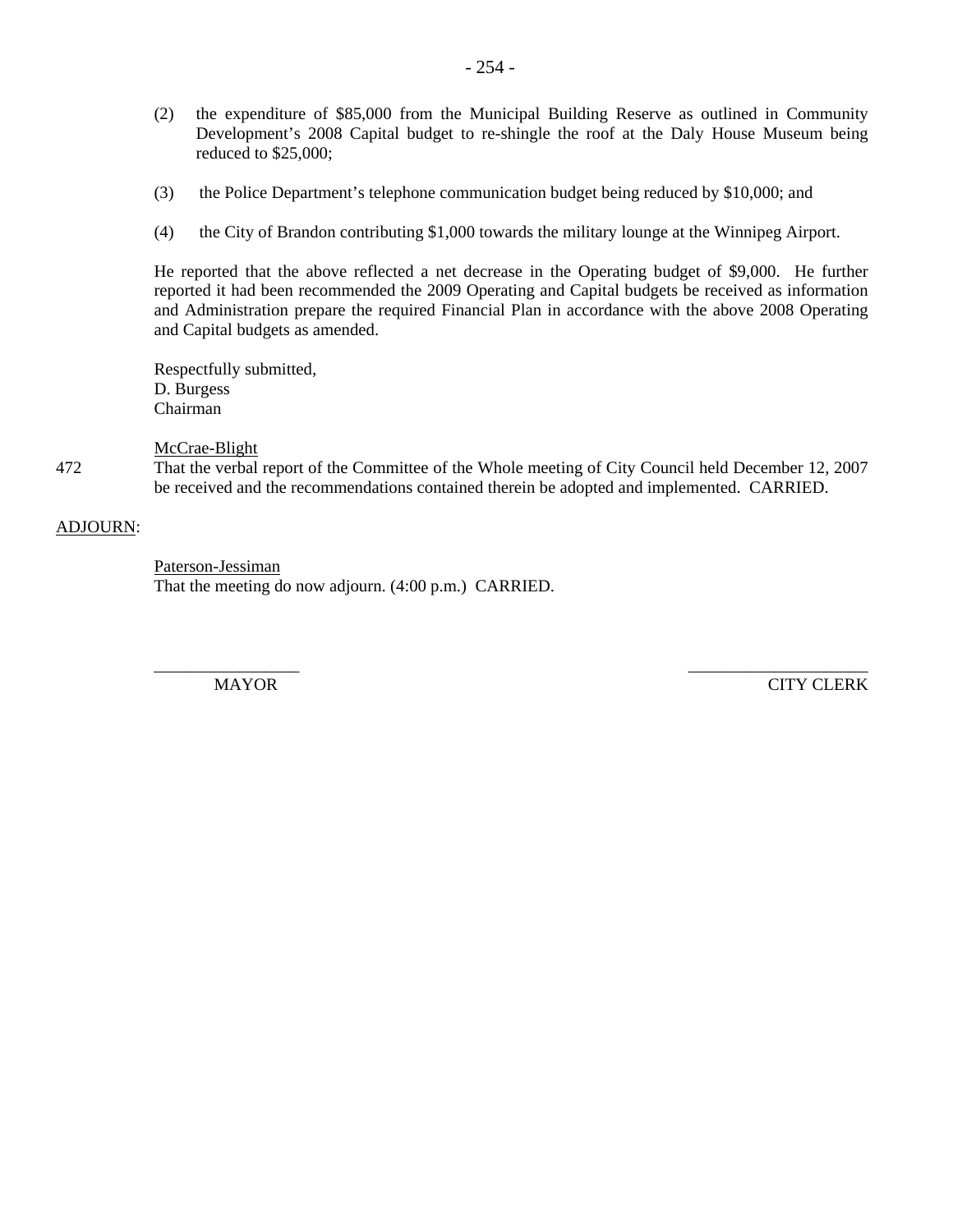(2) the expenditure of $85,000 from the Municipal Building Reserve as outlined in Community Development's 2008 Capital budget to re-shingle the roof at the Daly House Museum being reduced to $25,000;

(3) the Police Department's telephone communication budget being reduced by $10,000; and

(4) the City of Brandon contributing $1,000 towards the military lounge at the Winnipeg Airport.

He reported that the above reflected a net decrease in the Operating budget of $9,000. He further reported it had been recommended the 2009 Operating and Capital budgets be received as information and Administration prepare the required Financial Plan in accordance with the above 2008 Operating and Capital budgets as amended.

Respectfully submitted,
D. Burgess
Chairman

McCrae-Blight

472 That the verbal report of the Committee of the Whole meeting of City Council held December 12, 2007 be received and the recommendations contained therein be adopted and implemented. CARRIED.

ADJOURN:

Paterson-Jessiman
That the meeting do now adjourn. (4:00 p.m.) CARRIED.

_________________ MAYOR

_____________________ CITY CLERK